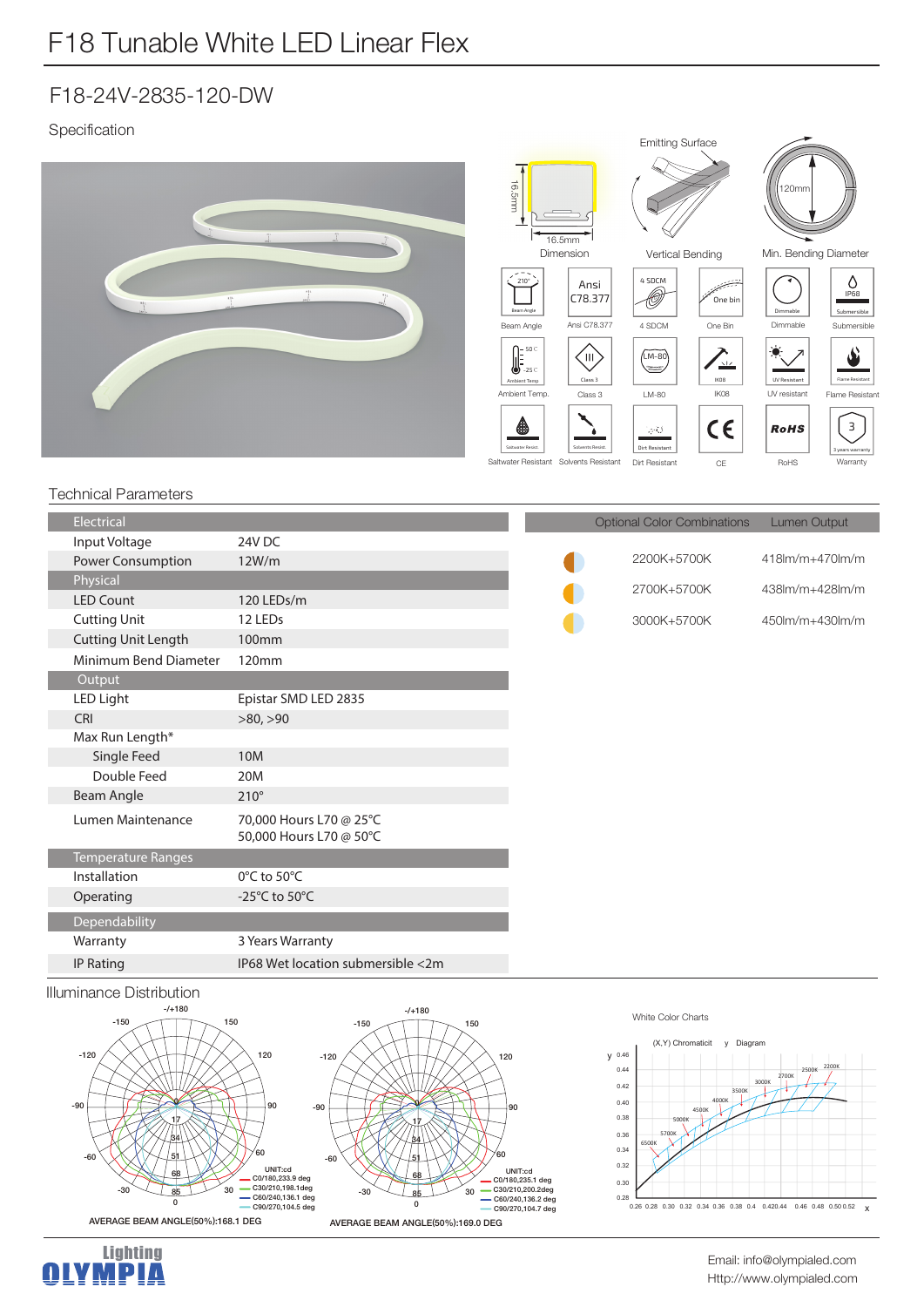# F18 Tunable White LED Linear Flex

## F18-24V-2835-120-DW

### Specification

Dimension: 16.5mm × 16.5mm

Emitting Surface — Vertical Bending

Min. Bending Diameter: 120mm

Beam Angle (210°) · Ansi C78.377 · 4 SDCM · One Bin · Dimmable · Submersible (IP68)

Ambient Temp. (50°C / -25°C) · Class 3 · LM-80 · IK08 · UV resistant · Flame Resistant

Saltwater Resistant · Solvents Resistant · Dirt Resistant · CE · RoHS · Warranty (3 years warranty)

### Technical Parameters

| Electrical | |
|---|---|
| Input Voltage | 24V DC |
| Power Consumption | 12W/m |
| **Physical** | |
| LED Count | 120 LEDs/m |
| Cutting Unit | 12 LEDs |
| Cutting Unit Length | 100mm |
| Minimum Bend Diameter | 120mm |
| **Output** | |
| LED Light | Epistar SMD LED 2835 |
| CRI | >80, >90 |
| Max Run Length* | |
| Single Feed | 10M |
| Double Feed | 20M |
| Beam Angle | 210° |
| Lumen Maintenance | 70,000 Hours L70 @ 25°C<br>50,000 Hours L70 @ 50°C |
| **Temperature Ranges** | |
| Installation | 0°C to 50°C |
| Operating | -25°C to 50°C |
| **Dependability** | |
| Warranty | 3 Years Warranty |
| IP Rating | IP68 Wet location submersible <2m |

| Optional Color Combinations | Lumen Output |
|---|---|
| 2200K+5700K | 418lm/m+470lm/m |
| 2700K+5700K | 438lm/m+428lm/m |
| 3000K+5700K | 450lm/m+430lm/m |

### Illuminance Distribution

UNIT:cd
- C0/180,233.9 deg
- C30/210,198.1deg
- C60/240,136.1 deg
- C90/270,104.5 deg

AVERAGE BEAM ANGLE(50%):168.1 DEG

UNIT:cd
- C0/180,235.1 deg
- C30/210,200.2deg
- C60/240,136.2 deg
- C90/270,104.7 deg

AVERAGE BEAM ANGLE(50%):169.0 DEG

White Color Charts

(X,Y) Chromaticit y Diagram

Email: info@olympialed.com
Http://www.olympialed.com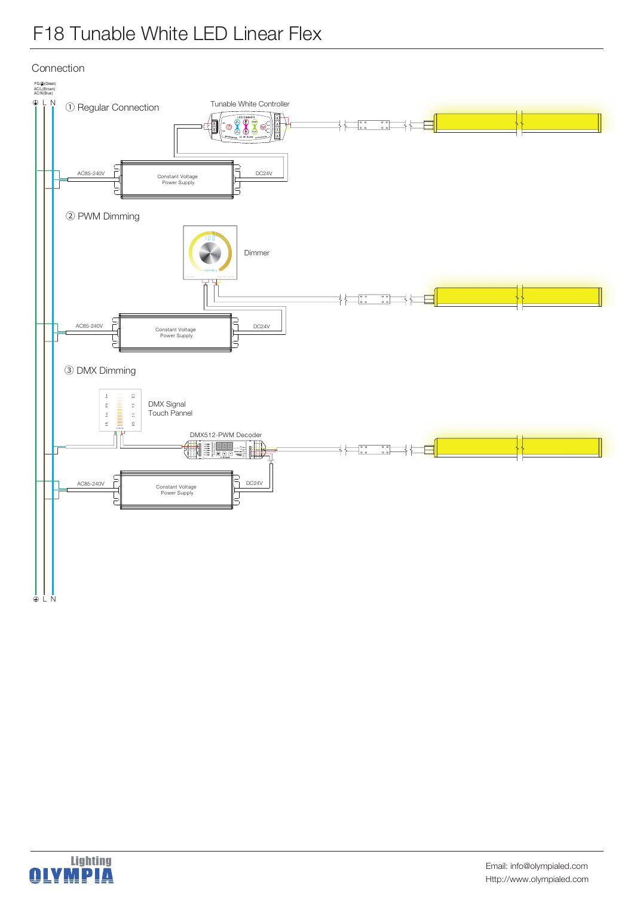# F18 Tunable White LED Linear Flex

## Connection

FG⏚(Green)
AC/L(Brown)
AC/N(Blue)

⏚ L N

① Regular Connection

Tunable White Controller

AC85-240V

Constant Voltage
Power Supply

DC24V

② PWM Dimming

Dimmer

AC85-240V

Constant Voltage
Power Supply

DC24V

③ DMX Dimming

DMX Signal
Touch Pannel

DMX512-PWM Decoder

AC85-240V

Constant Voltage
Power Supply

DC24V

⏚ L N

Email: info@olympialed.com
Http://www.olympialed.com